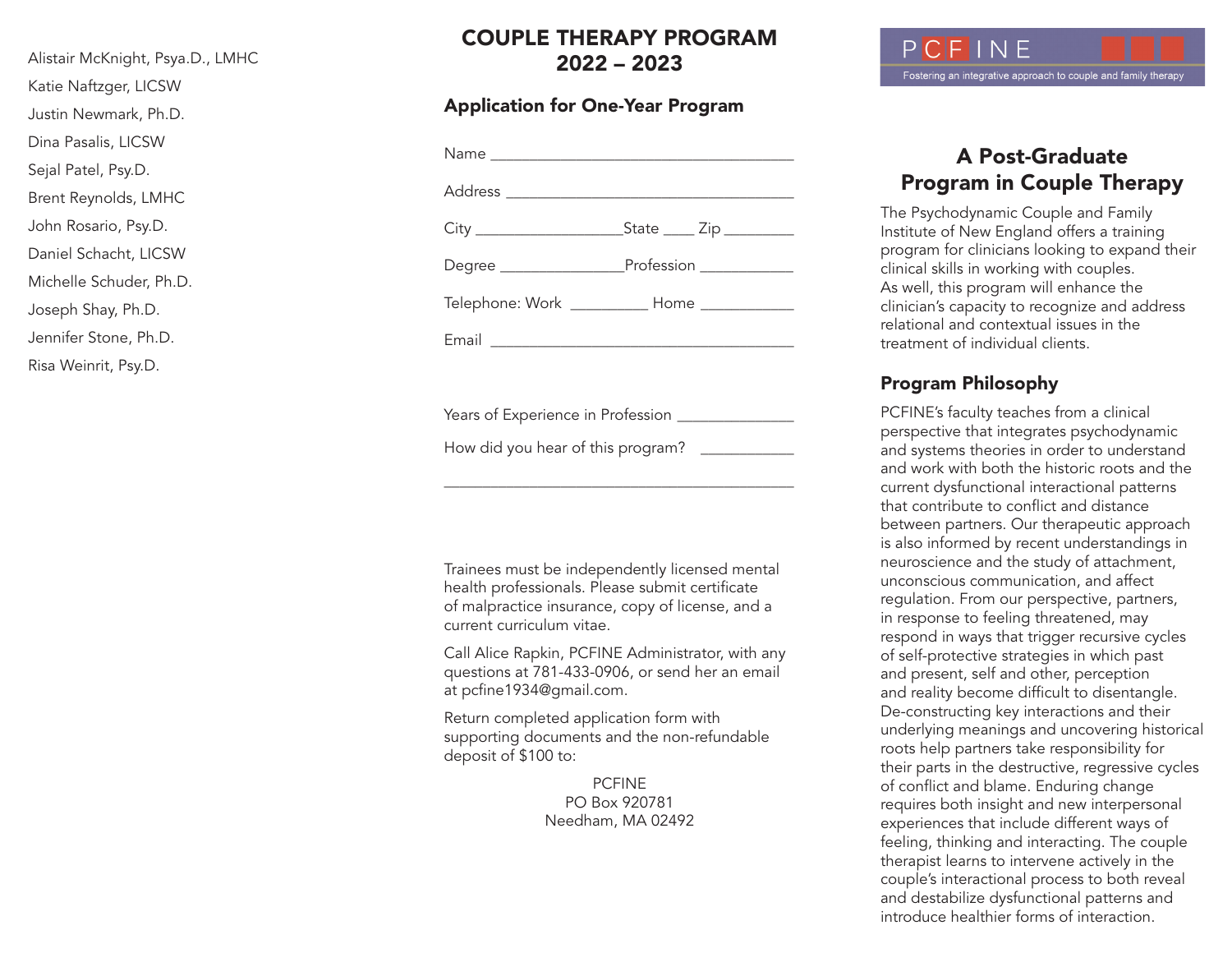Alistair McKnight, Psya.D., LMHC

Katie Naftzger, LICSW

Justin Newmark, Ph.D.

Dina Pasalis, LICSW

Sejal Patel, Psy.D.

Brent Reynolds, LMHC

John Rosario, Psy.D.

Daniel Schacht, LICSW

Michelle Schuder, Ph.D.

Joseph Shay, Ph.D.

Jennifer Stone, Ph.D.

Risa Weinrit, Psy.D.

# COUPLE THERAPY PROGRAM 2022 – 2023

## Application for One-Year Program

Name ______________________________________

Address ____________________________________

City __________________State ____ Zip _________

Degree _______________Profession ____________

Telephone: Work _________ Home ____________

Email ______________________________________

Years of Experience in Profession ______________

How did you hear of this program? ___________

____________________________________________

Trainees must be independently licensed mental health professionals. Please submit certificate of malpractice insurance, copy of license, and a current curriculum vitae.

Call Alice Rapkin, PCFINE Administrator, with any questions at 781-433-0906, or send her an email at pcfine1934@gmail.com.

Return completed application form with supporting documents and the non-refundable deposit of $100 to:

PCFINE
PO Box 920781
Needham, MA 02492

PCFINE

Fostering an integrative approach to couple and family therapy

# A Post-Graduate Program in Couple Therapy

The Psychodynamic Couple and Family Institute of New England offers a training program for clinicians looking to expand their clinical skills in working with couples. As well, this program will enhance the clinician's capacity to recognize and address relational and contextual issues in the treatment of individual clients.

## Program Philosophy

PCFINE's faculty teaches from a clinical perspective that integrates psychodynamic and systems theories in order to understand and work with both the historic roots and the current dysfunctional interactional patterns that contribute to conflict and distance between partners. Our therapeutic approach is also informed by recent understandings in neuroscience and the study of attachment, unconscious communication, and affect regulation. From our perspective, partners, in response to feeling threatened, may respond in ways that trigger recursive cycles of self-protective strategies in which past and present, self and other, perception and reality become difficult to disentangle. De-constructing key interactions and their underlying meanings and uncovering historical roots help partners take responsibility for their parts in the destructive, regressive cycles of conflict and blame. Enduring change requires both insight and new interpersonal experiences that include different ways of feeling, thinking and interacting. The couple therapist learns to intervene actively in the couple's interactional process to both reveal and destabilize dysfunctional patterns and introduce healthier forms of interaction.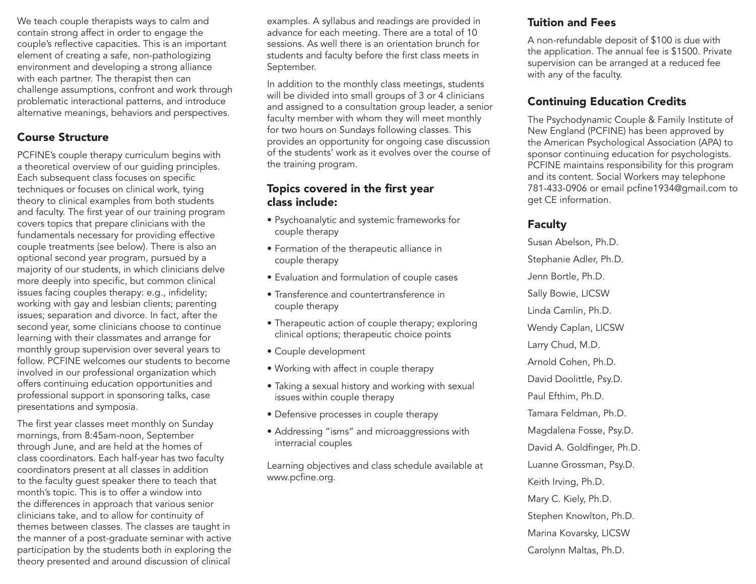We teach couple therapists ways to calm and contain strong affect in order to engage the couple's reflective capacities. This is an important element of creating a safe, non-pathologizing environment and developing a strong alliance with each partner. The therapist then can challenge assumptions, confront and work through problematic interactional patterns, and introduce alternative meanings, behaviors and perspectives.

## Course Structure

PCFINE's couple therapy curriculum begins with a theoretical overview of our guiding principles. Each subsequent class focuses on specific techniques or focuses on clinical work, tying theory to clinical examples from both students and faculty. The first year of our training program covers topics that prepare clinicians with the fundamentals necessary for providing effective couple treatments (see below). There is also an optional second year program, pursued by a majority of our students, in which clinicians delve more deeply into specific, but common clinical issues facing couples therapy: e.g., infidelity; working with gay and lesbian clients; parenting issues; separation and divorce. In fact, after the second year, some clinicians choose to continue learning with their classmates and arrange for monthly group supervision over several years to follow. PCFINE welcomes our students to become involved in our professional organization which offers continuing education opportunities and professional support in sponsoring talks, case presentations and symposia.

The first year classes meet monthly on Sunday mornings, from 8:45am-noon, September through June, and are held at the homes of class coordinators. Each half-year has two faculty coordinators present at all classes in addition to the faculty guest speaker there to teach that month's topic. This is to offer a window into the differences in approach that various senior clinicians take, and to allow for continuity of themes between classes. The classes are taught in the manner of a post-graduate seminar with active participation by the students both in exploring the theory presented and around discussion of clinical examples. A syllabus and readings are provided in advance for each meeting. There are a total of 10 sessions. As well there is an orientation brunch for students and faculty before the first class meets in September.

In addition to the monthly class meetings, students will be divided into small groups of 3 or 4 clinicians and assigned to a consultation group leader, a senior faculty member with whom they will meet monthly for two hours on Sundays following classes. This provides an opportunity for ongoing case discussion of the students' work as it evolves over the course of the training program.

## Topics covered in the first year class include:

- Psychoanalytic and systemic frameworks for couple therapy
- Formation of the therapeutic alliance in couple therapy
- Evaluation and formulation of couple cases
- Transference and countertransference in couple therapy
- Therapeutic action of couple therapy; exploring clinical options; therapeutic choice points
- Couple development
- Working with affect in couple therapy
- Taking a sexual history and working with sexual issues within couple therapy
- Defensive processes in couple therapy
- Addressing "isms" and microaggressions with interracial couples

Learning objectives and class schedule available at www.pcfine.org.

## Tuition and Fees

A non-refundable deposit of $100 is due with the application. The annual fee is $1500. Private supervision can be arranged at a reduced fee with any of the faculty.

## Continuing Education Credits

The Psychodynamic Couple & Family Institute of New England (PCFINE) has been approved by the American Psychological Association (APA) to sponsor continuing education for psychologists. PCFINE maintains responsibility for this program and its content. Social Workers may telephone 781-433-0906 or email pcfine1934@gmail.com to get CE information.

## Faculty

Susan Abelson, Ph.D.

Stephanie Adler, Ph.D.

Jenn Bortle, Ph.D.

Sally Bowie, LICSW

Linda Camlin, Ph.D.

Wendy Caplan, LICSW

Larry Chud, M.D.

Arnold Cohen, Ph.D.

David Doolittle, Psy.D.

Paul Efthim, Ph.D.

Tamara Feldman, Ph.D.

Magdalena Fosse, Psy.D.

David A. Goldfinger, Ph.D.

Luanne Grossman, Psy.D.

Keith Irving, Ph.D.

Mary C. Kiely, Ph.D.

Stephen Knowlton, Ph.D.

Marina Kovarsky, LICSW

Carolynn Maltas, Ph.D.